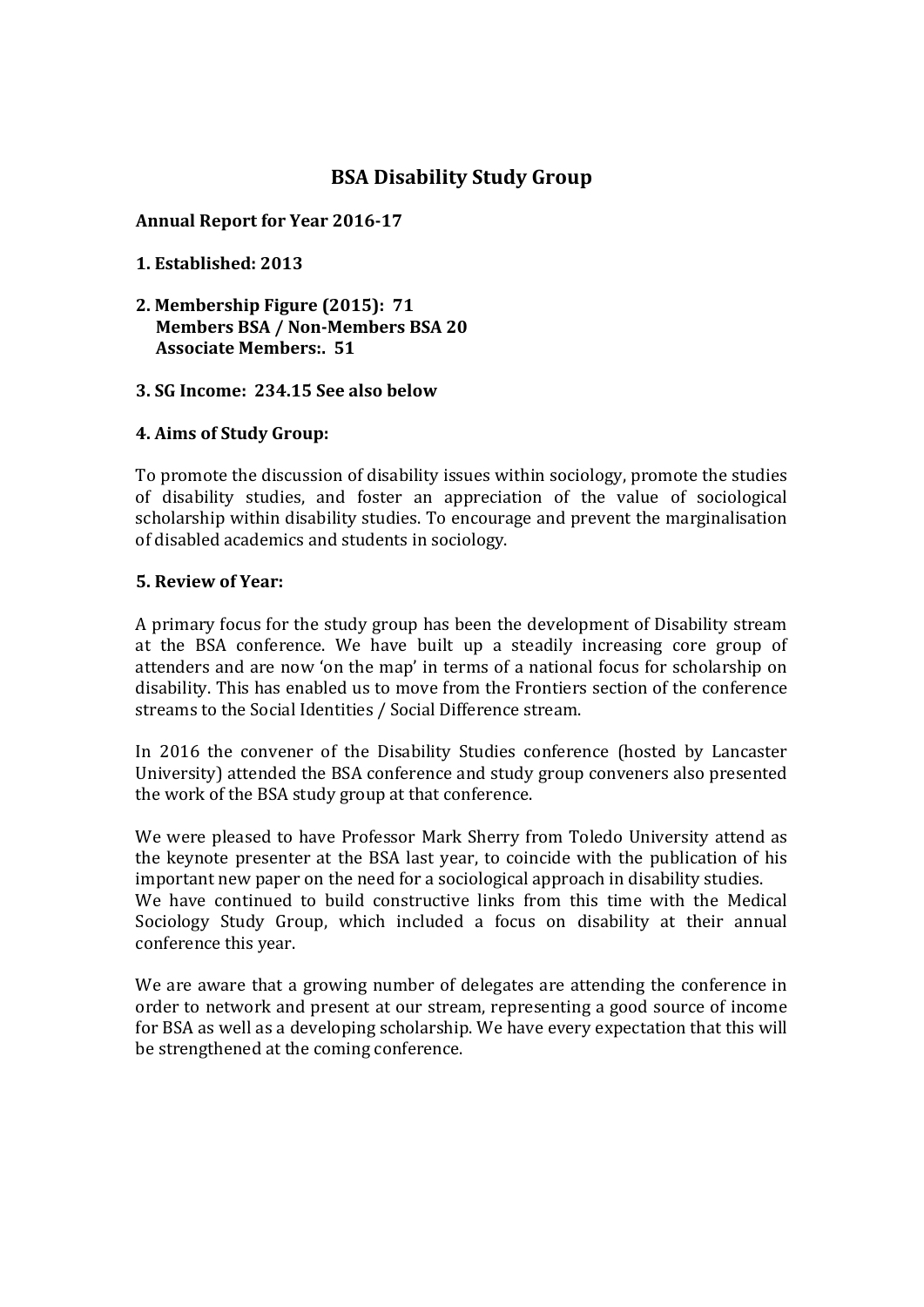# BSA Disability Study Group

**Annual Report for Year 2016-17**

**1. Established: 2013**

**2. Membership Figure (2015): 71**
**Members BSA / Non-Members BSA 20**
**Associate Members:. 51**

**3. SG Income: 234.15 See also below**

**4. Aims of Study Group:**

To promote the discussion of disability issues within sociology, promote the studies of disability studies, and foster an appreciation of the value of sociological scholarship within disability studies. To encourage and prevent the marginalisation of disabled academics and students in sociology.

**5. Review of Year:**

A primary focus for the study group has been the development of Disability stream at the BSA conference. We have built up a steadily increasing core group of attenders and are now 'on the map' in terms of a national focus for scholarship on disability. This has enabled us to move from the Frontiers section of the conference streams to the Social Identities / Social Difference stream.

In 2016 the convener of the Disability Studies conference (hosted by Lancaster University) attended the BSA conference and study group conveners also presented the work of the BSA study group at that conference.

We were pleased to have Professor Mark Sherry from Toledo University attend as the keynote presenter at the BSA last year, to coincide with the publication of his important new paper on the need for a sociological approach in disability studies.
We have continued to build constructive links from this time with the Medical Sociology Study Group, which included a focus on disability at their annual conference this year.

We are aware that a growing number of delegates are attending the conference in order to network and present at our stream, representing a good source of income for BSA as well as a developing scholarship. We have every expectation that this will be strengthened at the coming conference.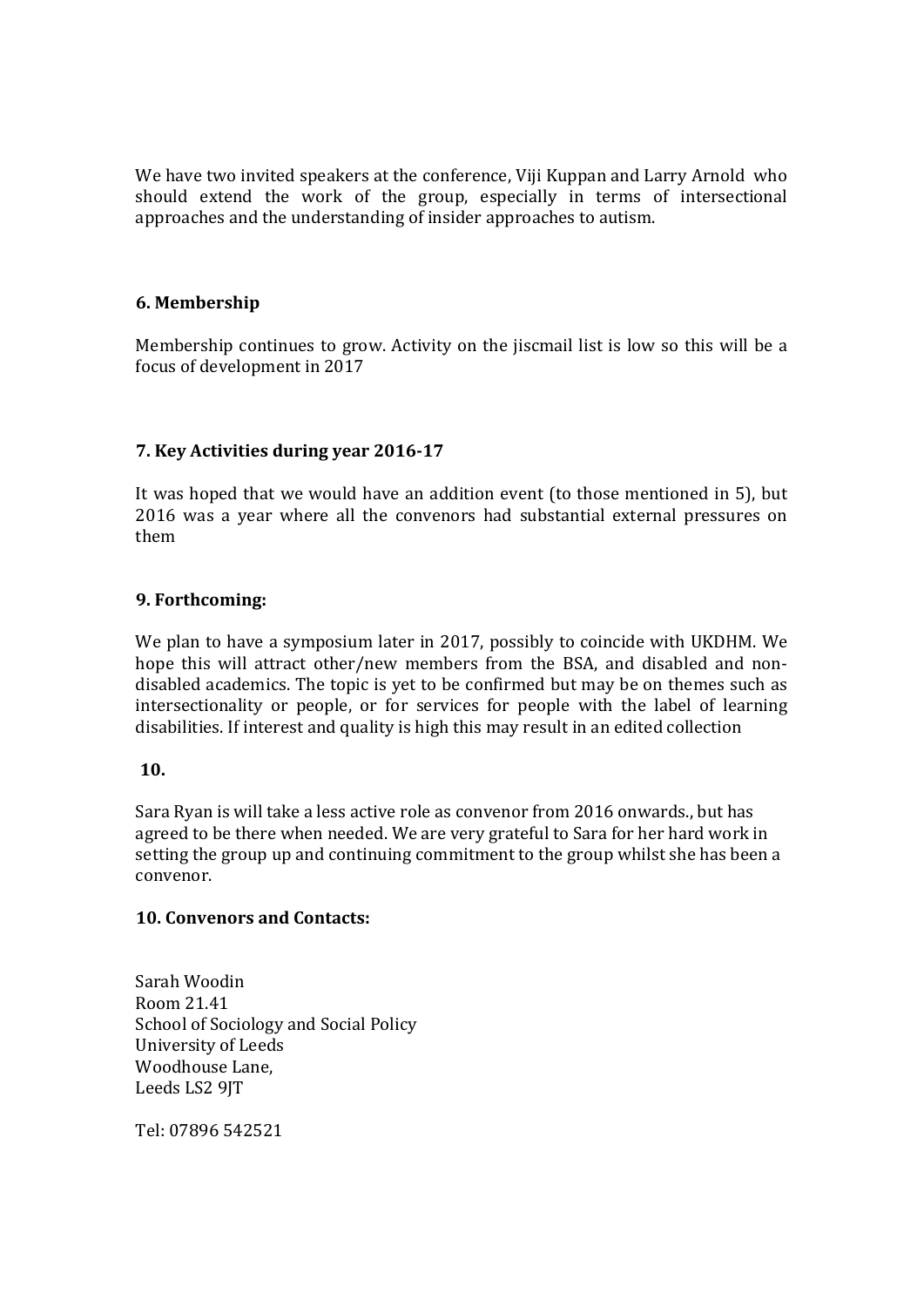We have two invited speakers at the conference, Viji Kuppan and Larry Arnold who should extend the work of the group, especially in terms of intersectional approaches and the understanding of insider approaches to autism.

### 6. Membership

Membership continues to grow. Activity on the jiscmail list is low so this will be a focus of development in 2017

### 7. Key Activities during year 2016-17

It was hoped that we would have an addition event (to those mentioned in 5), but 2016 was a year where all the convenors had substantial external pressures on them

### 9. Forthcoming:

We plan to have a symposium later in 2017, possibly to coincide with UKDHM. We hope this will attract other/new members from the BSA, and disabled and non-disabled academics. The topic is yet to be confirmed but may be on themes such as intersectionality or people, or for services for people with the label of learning disabilities. If interest and quality is high this may result in an edited collection

### 10.

Sara Ryan is will take a less active role as convenor from 2016 onwards., but has agreed to be there when needed. We are very grateful to Sara for her hard work in setting the group up and continuing commitment to the group whilst she has been a convenor.

### 10. Convenors and Contacts:

Sarah Woodin
Room 21.41
School of Sociology and Social Policy
University of Leeds
Woodhouse Lane,
Leeds LS2 9JT

Tel: 07896 542521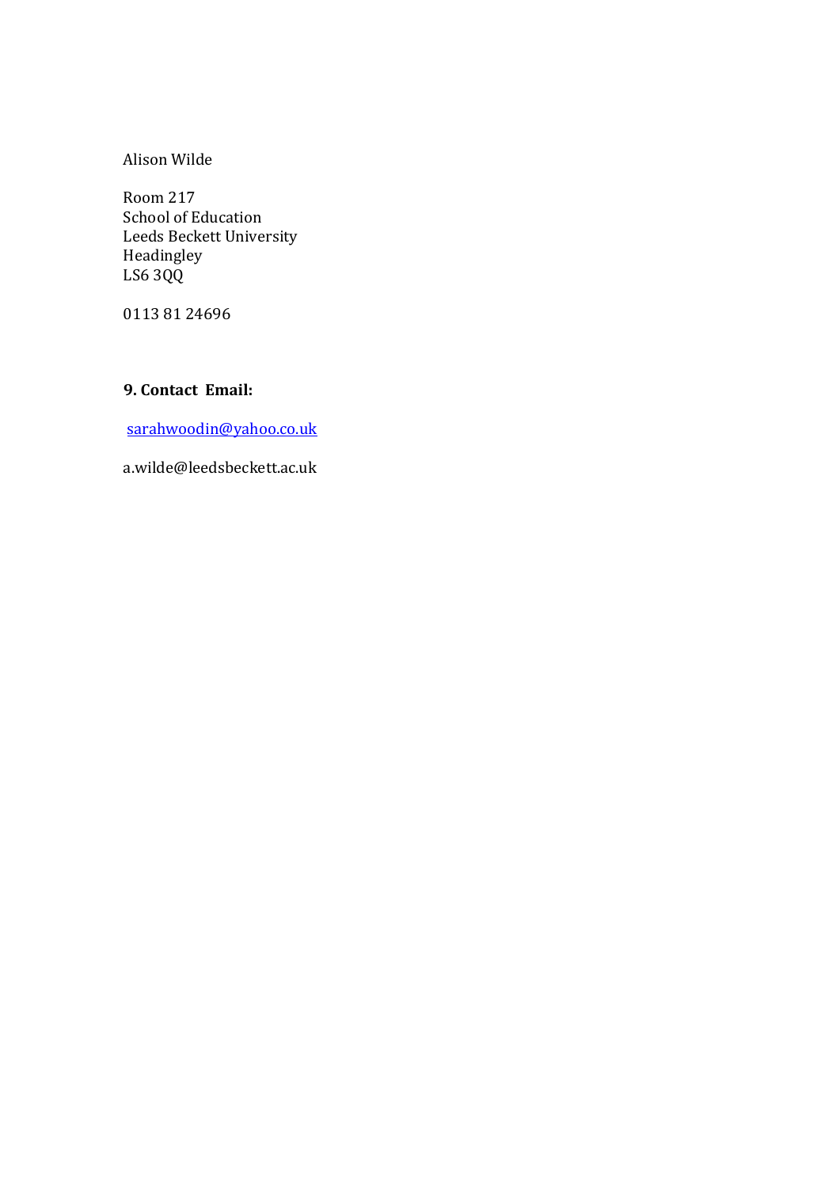Alison Wilde

Room 217
School of Education
Leeds Beckett University
Headingley
LS6 3QQ

0113 81 24696

**9. Contact Email:**

sarahwoodin@yahoo.co.uk

a.wilde@leedsbeckett.ac.uk